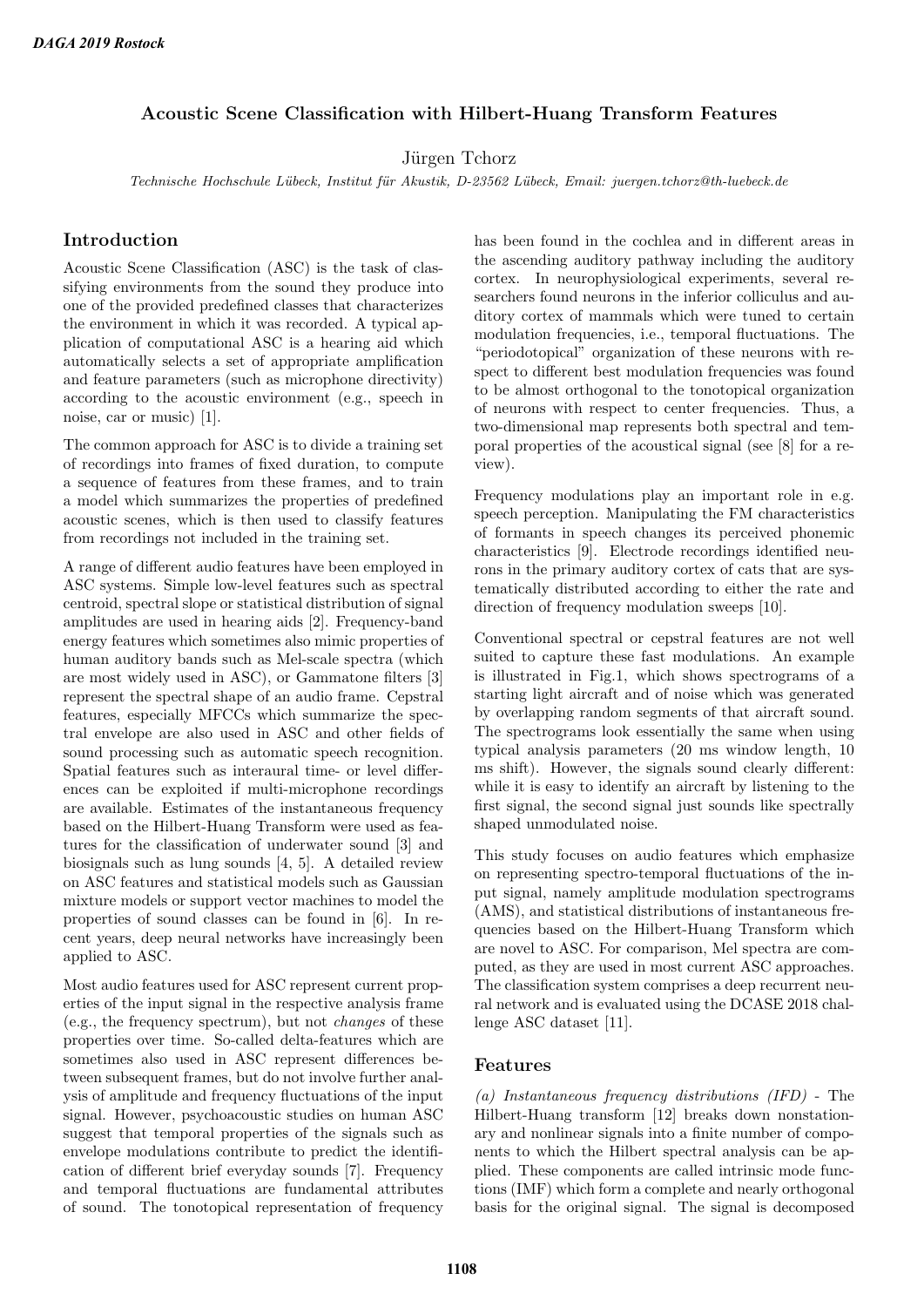# Acoustic Scene Classification with Hilbert-Huang Transform Features

Jürgen Tchorz

*Technische Hochschule Lübeck, Institut für Akustik, D-23562 Lübeck, Email: juergen.tchorz@th-luebeck.de*

## Introduction

Acoustic Scene Classification (ASC) is the task of classifying environments from the sound they produce into one of the provided predefined classes that characterizes the environment in which it was recorded. A typical application of computational ASC is a hearing aid which automatically selects a set of appropriate amplification and feature parameters (such as microphone directivity) according to the acoustic environment (e.g., speech in noise, car or music) [1].

The common approach for ASC is to divide a training set of recordings into frames of fixed duration, to compute a sequence of features from these frames, and to train a model which summarizes the properties of predefined acoustic scenes, which is then used to classify features from recordings not included in the training set.

A range of different audio features have been employed in ASC systems. Simple low-level features such as spectral centroid, spectral slope or statistical distribution of signal amplitudes are used in hearing aids [2]. Frequency-band energy features which sometimes also mimic properties of human auditory bands such as Mel-scale spectra (which are most widely used in ASC), or Gammatone filters [3] represent the spectral shape of an audio frame. Cepstral features, especially MFCCs which summarize the spectral envelope are also used in ASC and other fields of sound processing such as automatic speech recognition. Spatial features such as interaural time- or level differences can be exploited if multi-microphone recordings are available. Estimates of the instantaneous frequency based on the Hilbert-Huang Transform were used as features for the classification of underwater sound [3] and biosignals such as lung sounds [4, 5]. A detailed review on ASC features and statistical models such as Gaussian mixture models or support vector machines to model the properties of sound classes can be found in [6]. In recent years, deep neural networks have increasingly been applied to ASC.

Most audio features used for ASC represent current properties of the input signal in the respective analysis frame (e.g., the frequency spectrum), but not *changes* of these properties over time. So-called delta-features which are sometimes also used in ASC represent differences between subsequent frames, but do not involve further analysis of amplitude and frequency fluctuations of the input signal. However, psychoacoustic studies on human ASC suggest that temporal properties of the signals such as envelope modulations contribute to predict the identification of different brief everyday sounds [7]. Frequency and temporal fluctuations are fundamental attributes of sound. The tonotopical representation of frequency has been found in the cochlea and in different areas in the ascending auditory pathway including the auditory cortex. In neurophysiological experiments, several researchers found neurons in the inferior colliculus and auditory cortex of mammals which were tuned to certain modulation frequencies, i.e., temporal fluctuations. The "periodotopical" organization of these neurons with respect to different best modulation frequencies was found to be almost orthogonal to the tonotopical organization of neurons with respect to center frequencies. Thus, a two-dimensional map represents both spectral and temporal properties of the acoustical signal (see [8] for a review).

Frequency modulations play an important role in e.g. speech perception. Manipulating the FM characteristics of formants in speech changes its perceived phonemic characteristics [9]. Electrode recordings identified neurons in the primary auditory cortex of cats that are systematically distributed according to either the rate and direction of frequency modulation sweeps [10].

Conventional spectral or cepstral features are not well suited to capture these fast modulations. An example is illustrated in Fig.1, which shows spectrograms of a starting light aircraft and of noise which was generated by overlapping random segments of that aircraft sound. The spectrograms look essentially the same when using typical analysis parameters (20 ms window length, 10 ms shift). However, the signals sound clearly different: while it is easy to identify an aircraft by listening to the first signal, the second signal just sounds like spectrally shaped unmodulated noise.

This study focuses on audio features which emphasize on representing spectro-temporal fluctuations of the input signal, namely amplitude modulation spectrograms (AMS), and statistical distributions of instantaneous frequencies based on the Hilbert-Huang Transform which are novel to ASC. For comparison, Mel spectra are computed, as they are used in most current ASC approaches. The classification system comprises a deep recurrent neural network and is evaluated using the DCASE 2018 challenge ASC dataset [11].

## Features

*(a) Instantaneous frequency distributions (IFD)* - The Hilbert-Huang transform [12] breaks down nonstationary and nonlinear signals into a finite number of components to which the Hilbert spectral analysis can be applied. These components are called intrinsic mode functions (IMF) which form a complete and nearly orthogonal basis for the original signal. The signal is decomposed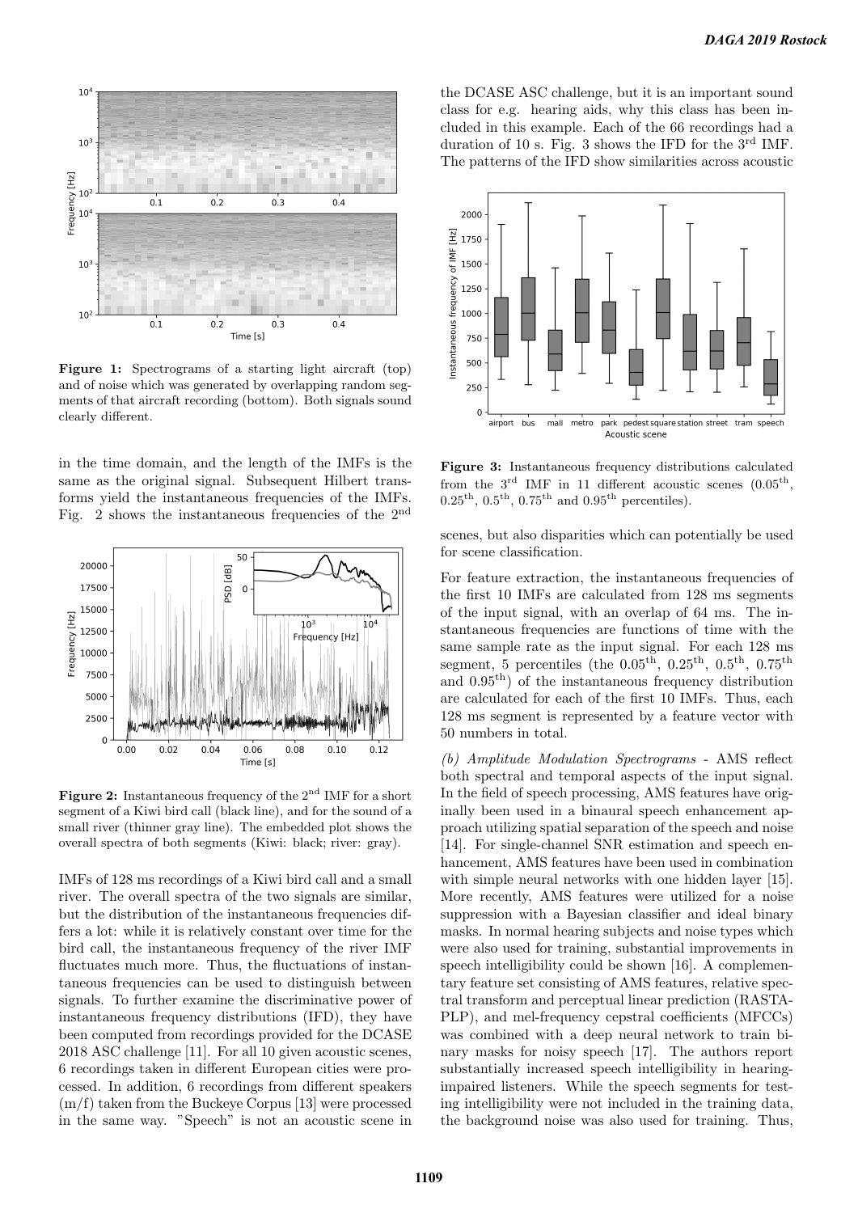**Figure 1:** Spectrograms of a starting light aircraft (top) and of noise which was generated by overlapping random segments of that aircraft recording (bottom). Both signals sound clearly different.

in the time domain, and the length of the IMFs is the same as the original signal. Subsequent Hilbert transforms yield the instantaneous frequencies of the IMFs. Fig. 2 shows the instantaneous frequencies of the 2$^{nd}$ IMFs of 128 ms recordings of a Kiwi bird call and a small river. The overall spectra of the two signals are similar, but the distribution of the instantaneous frequencies differs a lot: while it is relatively constant over time for the bird call, the instantaneous frequency of the river IMF fluctuates much more. Thus, the fluctuations of instantaneous frequencies can be used to distinguish between signals. To further examine the discriminative power of instantaneous frequency distributions (IFD), they have been computed from recordings provided for the DCASE 2018 ASC challenge [11]. For all 10 given acoustic scenes, 6 recordings taken in different European cities were processed. In addition, 6 recordings from different speakers (m/f) taken from the Buckeye Corpus [13] were processed in the same way. "Speech" is not an acoustic scene in the DCASE ASC challenge, but it is an important sound class for e.g. hearing aids, why this class has been included in this example. Each of the 66 recordings had a duration of 10 s. Fig. 3 shows the IFD for the 3$^{rd}$ IMF. The patterns of the IFD show similarities across acoustic scenes, but also disparities which can potentially be used for scene classification.

**Figure 2:** Instantaneous frequency of the 2$^{nd}$ IMF for a short segment of a Kiwi bird call (black line), and for the sound of a small river (thinner gray line). The embedded plot shows the overall spectra of both segments (Kiwi: black; river: gray).

**Figure 3:** Instantaneous frequency distributions calculated from the 3$^{rd}$ IMF in 11 different acoustic scenes (0.05$^{th}$, 0.25$^{th}$, 0.5$^{th}$, 0.75$^{th}$ and 0.95$^{th}$ percentiles).

For feature extraction, the instantaneous frequencies of the first 10 IMFs are calculated from 128 ms segments of the input signal, with an overlap of 64 ms. The instantaneous frequencies are functions of time with the same sample rate as the input signal. For each 128 ms segment, 5 percentiles (the 0.05$^{th}$, 0.25$^{th}$, 0.5$^{th}$, 0.75$^{th}$ and 0.95$^{th}$) of the instantaneous frequency distribution are calculated for each of the first 10 IMFs. Thus, each 128 ms segment is represented by a feature vector with 50 numbers in total.

*(b) Amplitude Modulation Spectrograms* - AMS reflect both spectral and temporal aspects of the input signal. In the field of speech processing, AMS features have originally been used in a binaural speech enhancement approach utilizing spatial separation of the speech and noise [14]. For single-channel SNR estimation and speech enhancement, AMS features have been used in combination with simple neural networks with one hidden layer [15]. More recently, AMS features were utilized for a noise suppression with a Bayesian classifier and ideal binary masks. In normal hearing subjects and noise types which were also used for training, substantial improvements in speech intelligibility could be shown [16]. A complementary feature set consisting of AMS features, relative spectral transform and perceptual linear prediction (RASTA-PLP), and mel-frequency cepstral coefficients (MFCCs) was combined with a deep neural network to train binary masks for noisy speech [17]. The authors report substantially increased speech intelligibility in hearing-impaired listeners. While the speech segments for testing intelligibility were not included in the training data, the background noise was also used for training. Thus,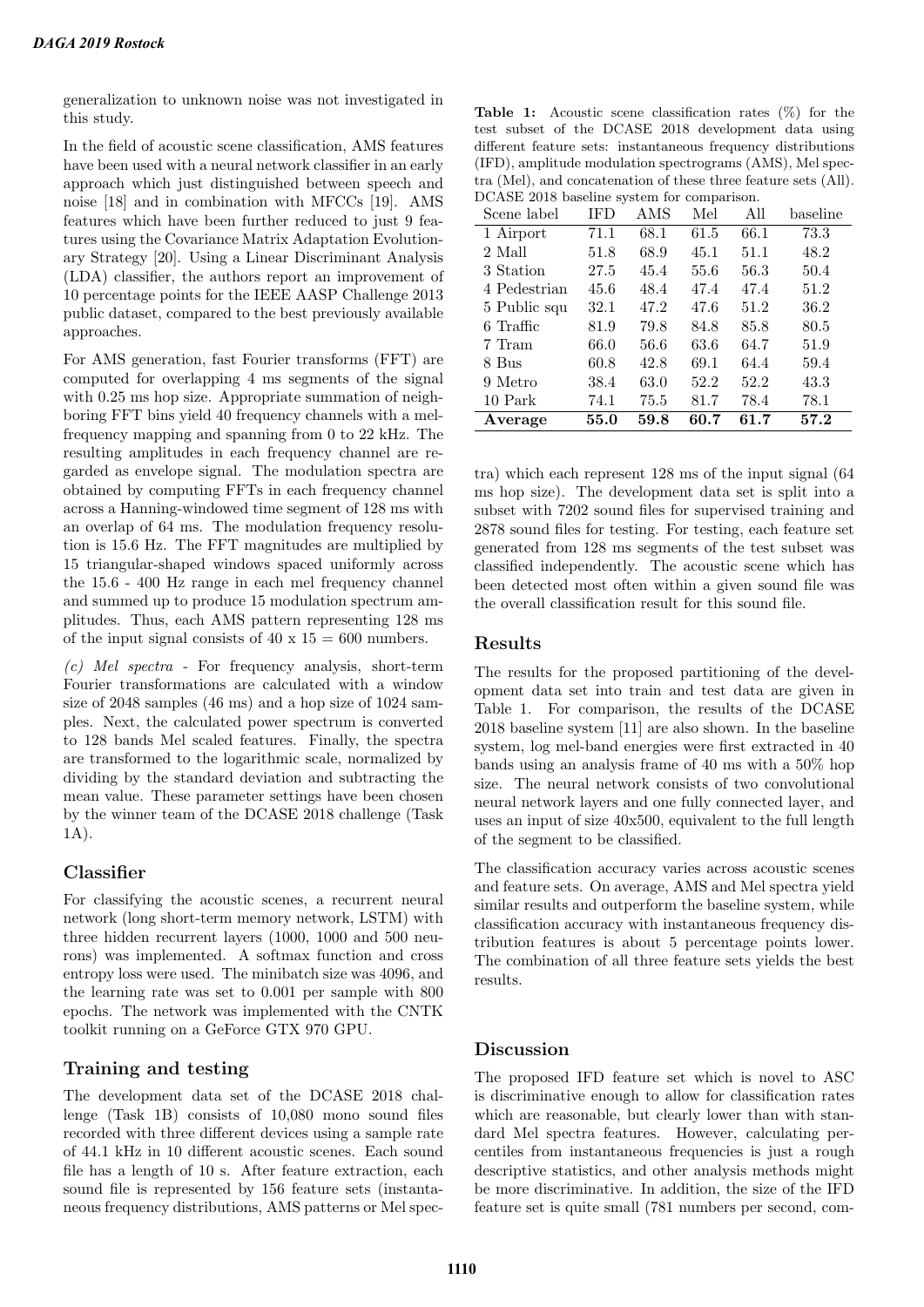generalization to unknown noise was not investigated in this study.

In the field of acoustic scene classification, AMS features have been used with a neural network classifier in an early approach which just distinguished between speech and noise [18] and in combination with MFCCs [19]. AMS features which have been further reduced to just 9 features using the Covariance Matrix Adaptation Evolutionary Strategy [20]. Using a Linear Discriminant Analysis (LDA) classifier, the authors report an improvement of 10 percentage points for the IEEE AASP Challenge 2013 public dataset, compared to the best previously available approaches.

For AMS generation, fast Fourier transforms (FFT) are computed for overlapping 4 ms segments of the signal with 0.25 ms hop size. Appropriate summation of neighboring FFT bins yield 40 frequency channels with a mel-frequency mapping and spanning from 0 to 22 kHz. The resulting amplitudes in each frequency channel are regarded as envelope signal. The modulation spectra are obtained by computing FFTs in each frequency channel across a Hanning-windowed time segment of 128 ms with an overlap of 64 ms. The modulation frequency resolution is 15.6 Hz. The FFT magnitudes are multiplied by 15 triangular-shaped windows spaced uniformly across the 15.6 - 400 Hz range in each mel frequency channel and summed up to produce 15 modulation spectrum amplitudes. Thus, each AMS pattern representing 128 ms of the input signal consists of 40 x 15 = 600 numbers.

*(c) Mel spectra* - For frequency analysis, short-term Fourier transformations are calculated with a window size of 2048 samples (46 ms) and a hop size of 1024 samples. Next, the calculated power spectrum is converted to 128 bands Mel scaled features. Finally, the spectra are transformed to the logarithmic scale, normalized by dividing by the standard deviation and subtracting the mean value. These parameter settings have been chosen by the winner team of the DCASE 2018 challenge (Task 1A).

## Classifier

For classifying the acoustic scenes, a recurrent neural network (long short-term memory network, LSTM) with three hidden recurrent layers (1000, 1000 and 500 neurons) was implemented. A softmax function and cross entropy loss were used. The minibatch size was 4096, and the learning rate was set to 0.001 per sample with 800 epochs. The network was implemented with the CNTK toolkit running on a GeForce GTX 970 GPU.

## Training and testing

The development data set of the DCASE 2018 challenge (Task 1B) consists of 10,080 mono sound files recorded with three different devices using a sample rate of 44.1 kHz in 10 different acoustic scenes. Each sound file has a length of 10 s. After feature extraction, each sound file is represented by 156 feature sets (instantaneous frequency distributions, AMS patterns or Mel spectra) which each represent 128 ms of the input signal (64 ms hop size). The development data set is split into a subset with 7202 sound files for supervised training and 2878 sound files for testing. For testing, each feature set generated from 128 ms segments of the test subset was classified independently. The acoustic scene which has been detected most often within a given sound file was the overall classification result for this sound file.

**Table 1:** Acoustic scene classification rates (%) for the test subset of the DCASE 2018 development data using different feature sets: instantaneous frequency distributions (IFD), amplitude modulation spectrograms (AMS), Mel spectra (Mel), and concatenation of these three feature sets (All). DCASE 2018 baseline system for comparison.

| Scene label | IFD | AMS | Mel | All | baseline |
|---|---|---|---|---|---|
| 1 Airport | 71.1 | 68.1 | 61.5 | 66.1 | 73.3 |
| 2 Mall | 51.8 | 68.9 | 45.1 | 51.1 | 48.2 |
| 3 Station | 27.5 | 45.4 | 55.6 | 56.3 | 50.4 |
| 4 Pedestrian | 45.6 | 48.4 | 47.4 | 47.4 | 51.2 |
| 5 Public squ | 32.1 | 47.2 | 47.6 | 51.2 | 36.2 |
| 6 Traffic | 81.9 | 79.8 | 84.8 | 85.8 | 80.5 |
| 7 Tram | 66.0 | 56.6 | 63.6 | 64.7 | 51.9 |
| 8 Bus | 60.8 | 42.8 | 69.1 | 64.4 | 59.4 |
| 9 Metro | 38.4 | 63.0 | 52.2 | 52.2 | 43.3 |
| 10 Park | 74.1 | 75.5 | 81.7 | 78.4 | 78.1 |
| **Average** | **55.0** | **59.8** | **60.7** | **61.7** | **57.2** |

## Results

The results for the proposed partitioning of the development data set into train and test data are given in Table 1. For comparison, the results of the DCASE 2018 baseline system [11] are also shown. In the baseline system, log mel-band energies were first extracted in 40 bands using an analysis frame of 40 ms with a 50% hop size. The neural network consists of two convolutional neural network layers and one fully connected layer, and uses an input of size 40x500, equivalent to the full length of the segment to be classified.

The classification accuracy varies across acoustic scenes and feature sets. On average, AMS and Mel spectra yield similar results and outperform the baseline system, while classification accuracy with instantaneous frequency distribution features is about 5 percentage points lower. The combination of all three feature sets yields the best results.

## Discussion

The proposed IFD feature set which is novel to ASC is discriminative enough to allow for classification rates which are reasonable, but clearly lower than with standard Mel spectra features. However, calculating percentiles from instantaneous frequencies is just a rough descriptive statistics, and other analysis methods might be more discriminative. In addition, the size of the IFD feature set is quite small (781 numbers per second, com-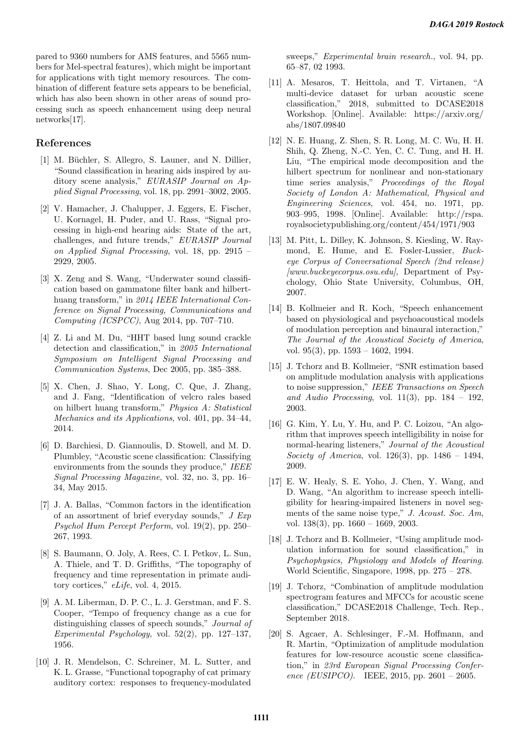pared to 9360 numbers for AMS features, and 5565 numbers for Mel-spectral features), which might be important for applications with tight memory resources. The combination of different feature sets appears to be beneficial, which has also been shown in other areas of sound processing such as speech enhancement using deep neural networks[17].

## References

[1] M. Büchler, S. Allegro, S. Launer, and N. Dillier, "Sound classification in hearing aids inspired by auditory scene analysis," *EURASIP Journal on Applied Signal Processing*, vol. 18, pp. 2991–3002, 2005.

[2] V. Hamacher, J. Chalupper, J. Eggers, E. Fischer, U. Kornagel, H. Puder, and U. Rass, "Signal processing in high-end hearing aids: State of the art, challenges, and future trends," *EURASIP Journal on Applied Signal Processing*, vol. 18, pp. 2915 – 2929, 2005.

[3] X. Zeng and S. Wang, "Underwater sound classification based on gammatone filter bank and hilbert-huang transform," in *2014 IEEE International Conference on Signal Processing, Communications and Computing (ICSPCC)*, Aug 2014, pp. 707–710.

[4] Z. Li and M. Du, "HHT based lung sound crackle detection and classification," in *2005 International Symposium on Intelligent Signal Processing and Communication Systems*, Dec 2005, pp. 385–388.

[5] X. Chen, J. Shao, Y. Long, C. Que, J. Zhang, and J. Fang, "Identification of velcro rales based on hilbert huang transform," *Physica A: Statistical Mechanics and its Applications*, vol. 401, pp. 34–44, 2014.

[6] D. Barchiesi, D. Giannoulis, D. Stowell, and M. D. Plumbley, "Acoustic scene classification: Classifying environments from the sounds they produce," *IEEE Signal Processing Magazine*, vol. 32, no. 3, pp. 16–34, May 2015.

[7] J. A. Ballas, "Common factors in the identification of an assortment of brief everyday sounds," *J Exp Psychol Hum Percept Perform*, vol. 19(2), pp. 250–267, 1993.

[8] S. Baumann, O. Joly, A. Rees, C. I. Petkov, L. Sun, A. Thiele, and T. D. Griffiths, "The topography of frequency and time representation in primate auditory cortices," *eLife*, vol. 4, 2015.

[9] A. M. Liberman, D. P. C., L. J. Gerstman, and F. S. Cooper, "Tempo of frequency change as a cue for distinguishing classes of speech sounds," *Journal of Experimental Psychology*, vol. 52(2), pp. 127–137, 1956.

[10] J. R. Mendelson, C. Schreiner, M. L. Sutter, and K. L. Grasse, "Functional topography of cat primary auditory cortex: responses to frequency-modulated sweeps," *Experimental brain research.*, vol. 94, pp. 65–87, 02 1993.

[11] A. Mesaros, T. Heittola, and T. Virtanen, "A multi-device dataset for urban acoustic scene classification," 2018, submitted to DCASE2018 Workshop. [Online]. Available: https://arxiv.org/abs/1807.09840

[12] N. E. Huang, Z. Shen, S. R. Long, M. C. Wu, H. H. Shih, Q. Zheng, N.-C. Yen, C. C. Tung, and H. H. Liu, "The empirical mode decomposition and the hilbert spectrum for nonlinear and non-stationary time series analysis," *Proceedings of the Royal Society of London A: Mathematical, Physical and Engineering Sciences*, vol. 454, no. 1971, pp. 903–995, 1998. [Online]. Available: http://rspa.royalsocietypublishing.org/content/454/1971/903

[13] M. Pitt, L. Dilley, K. Johnson, S. Kiesling, W. Raymond, E. Hume, and E. Fosler-Lussier, *Buckeye Corpus of Conversational Speech (2nd release) [www.buckeyecorpus.osu.edu]*, Department of Psychology, Ohio State University, Columbus, OH, 2007.

[14] B. Kollmeier and R. Koch, "Speech enhancement based on physiological and psychoacoustical models of modulation perception and binaural interaction," *The Journal of the Acoustical Society of America*, vol. 95(3), pp. 1593 – 1602, 1994.

[15] J. Tchorz and B. Kollmeier, "SNR estimation based on amplitude modulation analysis with applications to noise suppression," *IEEE Transactions on Speech and Audio Processing*, vol. 11(3), pp. 184 – 192, 2003.

[16] G. Kim, Y. Lu, Y. Hu, and P. C. Loizou, "An algorithm that improves speech intelligibility in noise for normal-hearing listeners," *Journal of the Acoustical Society of America*, vol. 126(3), pp. 1486 – 1494, 2009.

[17] E. W. Healy, S. E. Yoho, J. Chen, Y. Wang, and D. Wang, "An algorithm to increase speech intelligibility for hearing-impaired listeners in novel segments of the same noise type," *J. Acoust. Soc. Am*, vol. 138(3), pp. 1660 – 1669, 2003.

[18] J. Tchorz and B. Kollmeier, "Using amplitude modulation information for sound classification," in *Psychophysics, Physiology and Models of Hearing*. World Scientific, Singapore, 1998, pp. 275 – 278.

[19] J. Tchorz, "Combination of amplitude modulation spectrogram features and MFCCs for acoustic scene classification," DCASE2018 Challenge, Tech. Rep., September 2018.

[20] S. Agcaer, A. Schlesinger, F.-M. Hoffmann, and R. Martin, "Optimization of amplitude modulation features for low-resource acoustic scene classification," in *23rd European Signal Processing Conference (EUSIPCO)*. IEEE, 2015, pp. 2601 – 2605.